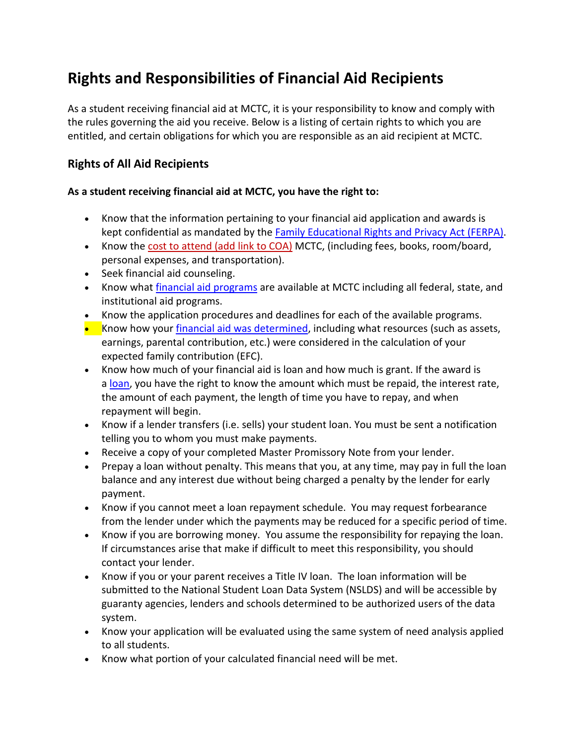# Rights and Responsibilities of Financial Aid Recipients

As a student receiving financial aid at MCTC, it is your responsibility to know and comply with the rules governing the aid you receive. Below is a listing of certain rights to which you are entitled, and certain obligations for which you are responsible as an aid recipient at MCTC.

## Rights of All Aid Recipients

**As a student receiving financial aid at MCTC, you have the right to:**

- Know that the information pertaining to your financial aid application and awards is kept confidential as mandated by the Family Educational Rights and Privacy Act (FERPA).
- Know the cost to attend (add link to COA) MCTC, (including fees, books, room/board, personal expenses, and transportation).
- Seek financial aid counseling.
- Know what financial aid programs are available at MCTC including all federal, state, and institutional aid programs.
- Know the application procedures and deadlines for each of the available programs.
- Know how your financial aid was determined, including what resources (such as assets, earnings, parental contribution, etc.) were considered in the calculation of your expected family contribution (EFC).
- Know how much of your financial aid is loan and how much is grant. If the award is a loan, you have the right to know the amount which must be repaid, the interest rate, the amount of each payment, the length of time you have to repay, and when repayment will begin.
- Know if a lender transfers (i.e. sells) your student loan. You must be sent a notification telling you to whom you must make payments.
- Receive a copy of your completed Master Promissory Note from your lender.
- Prepay a loan without penalty. This means that you, at any time, may pay in full the loan balance and any interest due without being charged a penalty by the lender for early payment.
- Know if you cannot meet a loan repayment schedule. You may request forbearance from the lender under which the payments may be reduced for a specific period of time.
- Know if you are borrowing money. You assume the responsibility for repaying the loan. If circumstances arise that make if difficult to meet this responsibility, you should contact your lender.
- Know if you or your parent receives a Title IV loan. The loan information will be submitted to the National Student Loan Data System (NSLDS) and will be accessible by guaranty agencies, lenders and schools determined to be authorized users of the data system.
- Know your application will be evaluated using the same system of need analysis applied to all students.
- Know what portion of your calculated financial need will be met.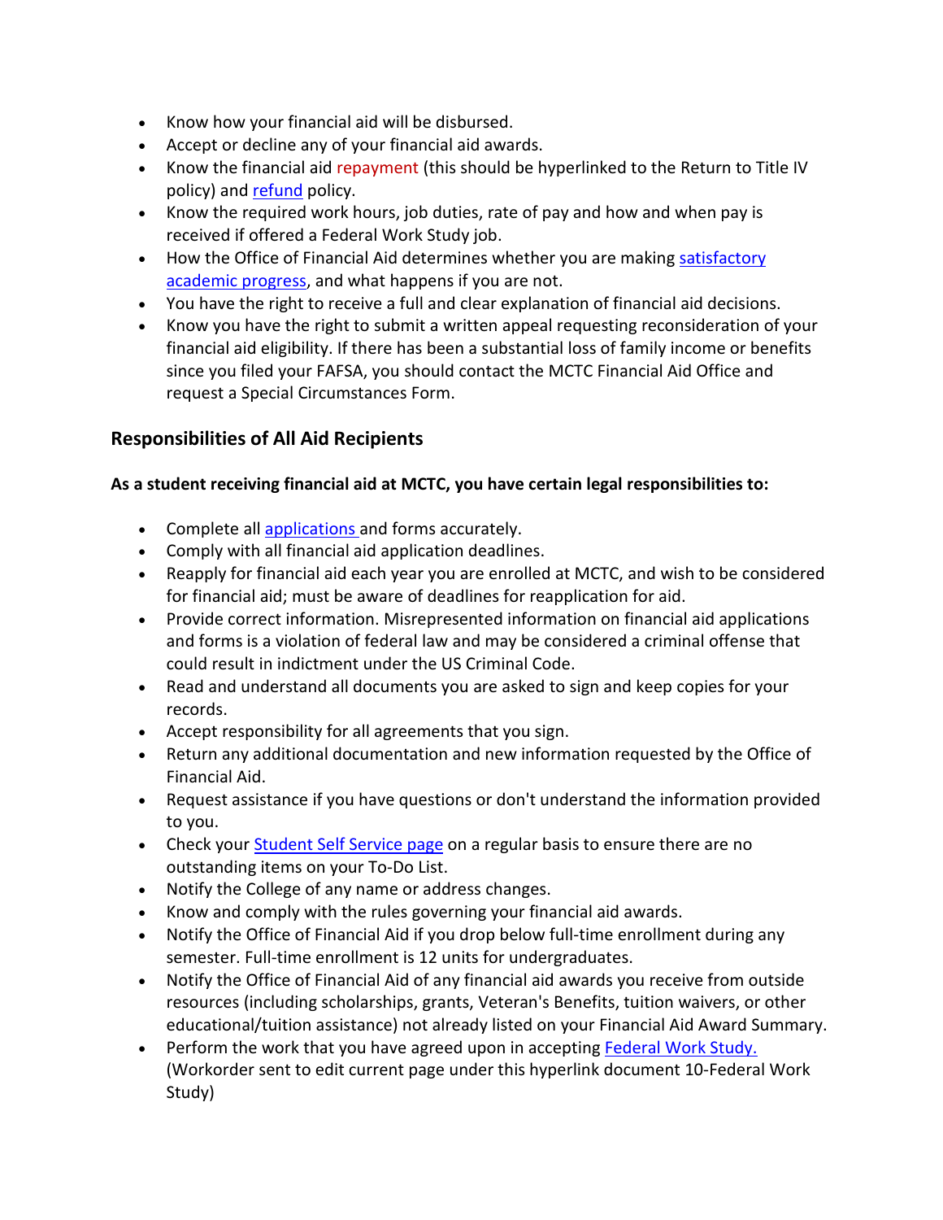- Know how your financial aid will be disbursed.
- Accept or decline any of your financial aid awards.
- Know the financial aid repayment (this should be hyperlinked to the Return to Title IV policy) and refund policy.
- Know the required work hours, job duties, rate of pay and how and when pay is received if offered a Federal Work Study job.
- How the Office of Financial Aid determines whether you are making satisfactory academic progress, and what happens if you are not.
- You have the right to receive a full and clear explanation of financial aid decisions.
- Know you have the right to submit a written appeal requesting reconsideration of your financial aid eligibility. If there has been a substantial loss of family income or benefits since you filed your FAFSA, you should contact the MCTC Financial Aid Office and request a Special Circumstances Form.

## Responsibilities of All Aid Recipients

**As a student receiving financial aid at MCTC, you have certain legal responsibilities to:**

- Complete all applications and forms accurately.
- Comply with all financial aid application deadlines.
- Reapply for financial aid each year you are enrolled at MCTC, and wish to be considered for financial aid; must be aware of deadlines for reapplication for aid.
- Provide correct information. Misrepresented information on financial aid applications and forms is a violation of federal law and may be considered a criminal offense that could result in indictment under the US Criminal Code.
- Read and understand all documents you are asked to sign and keep copies for your records.
- Accept responsibility for all agreements that you sign.
- Return any additional documentation and new information requested by the Office of Financial Aid.
- Request assistance if you have questions or don't understand the information provided to you.
- Check your Student Self Service page on a regular basis to ensure there are no outstanding items on your To-Do List.
- Notify the College of any name or address changes.
- Know and comply with the rules governing your financial aid awards.
- Notify the Office of Financial Aid if you drop below full-time enrollment during any semester. Full-time enrollment is 12 units for undergraduates.
- Notify the Office of Financial Aid of any financial aid awards you receive from outside resources (including scholarships, grants, Veteran's Benefits, tuition waivers, or other educational/tuition assistance) not already listed on your Financial Aid Award Summary.
- Perform the work that you have agreed upon in accepting Federal Work Study. (Workorder sent to edit current page under this hyperlink document 10-Federal Work Study)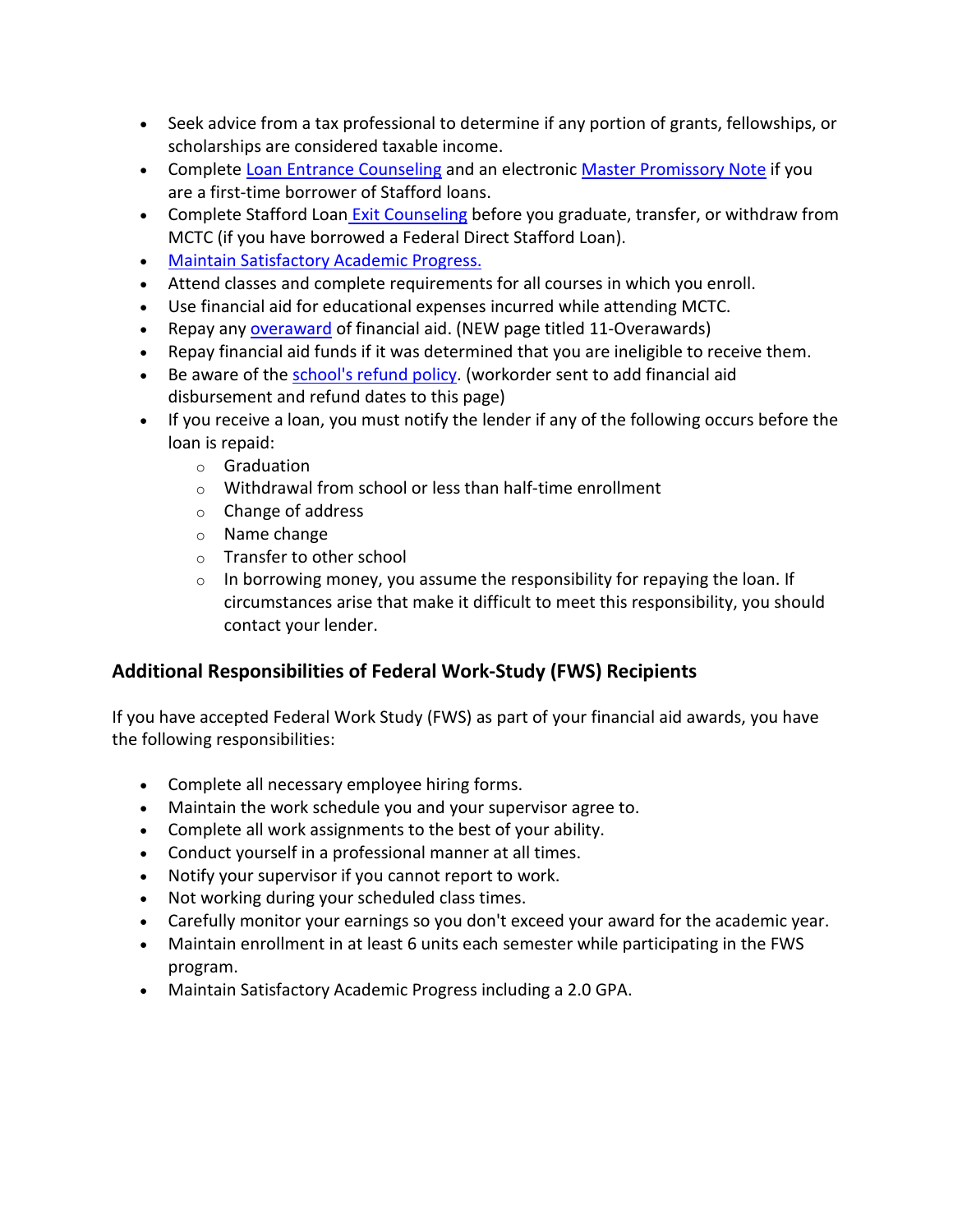- Seek advice from a tax professional to determine if any portion of grants, fellowships, or scholarships are considered taxable income.
- Complete [Loan Entrance Counseling] and an electronic [Master Promissory Note] if you are a first-time borrower of Stafford loans.
- Complete Stafford Loan [Exit Counseling] before you graduate, transfer, or withdraw from MCTC (if you have borrowed a Federal Direct Stafford Loan).
- [Maintain Satisfactory Academic Progress.]
- Attend classes and complete requirements for all courses in which you enroll.
- Use financial aid for educational expenses incurred while attending MCTC.
- Repay any [overaward] of financial aid. (NEW page titled 11-Overawards)
- Repay financial aid funds if it was determined that you are ineligible to receive them.
- Be aware of the [school's refund policy]. (workorder sent to add financial aid disbursement and refund dates to this page)
- If you receive a loan, you must notify the lender if any of the following occurs before the loan is repaid:
  - Graduation
  - Withdrawal from school or less than half-time enrollment
  - Change of address
  - Name change
  - Transfer to other school
  - In borrowing money, you assume the responsibility for repaying the loan. If circumstances arise that make it difficult to meet this responsibility, you should contact your lender.

### Additional Responsibilities of Federal Work-Study (FWS) Recipients

If you have accepted Federal Work Study (FWS) as part of your financial aid awards, you have the following responsibilities:

- Complete all necessary employee hiring forms.
- Maintain the work schedule you and your supervisor agree to.
- Complete all work assignments to the best of your ability.
- Conduct yourself in a professional manner at all times.
- Notify your supervisor if you cannot report to work.
- Not working during your scheduled class times.
- Carefully monitor your earnings so you don't exceed your award for the academic year.
- Maintain enrollment in at least 6 units each semester while participating in the FWS program.
- Maintain Satisfactory Academic Progress including a 2.0 GPA.